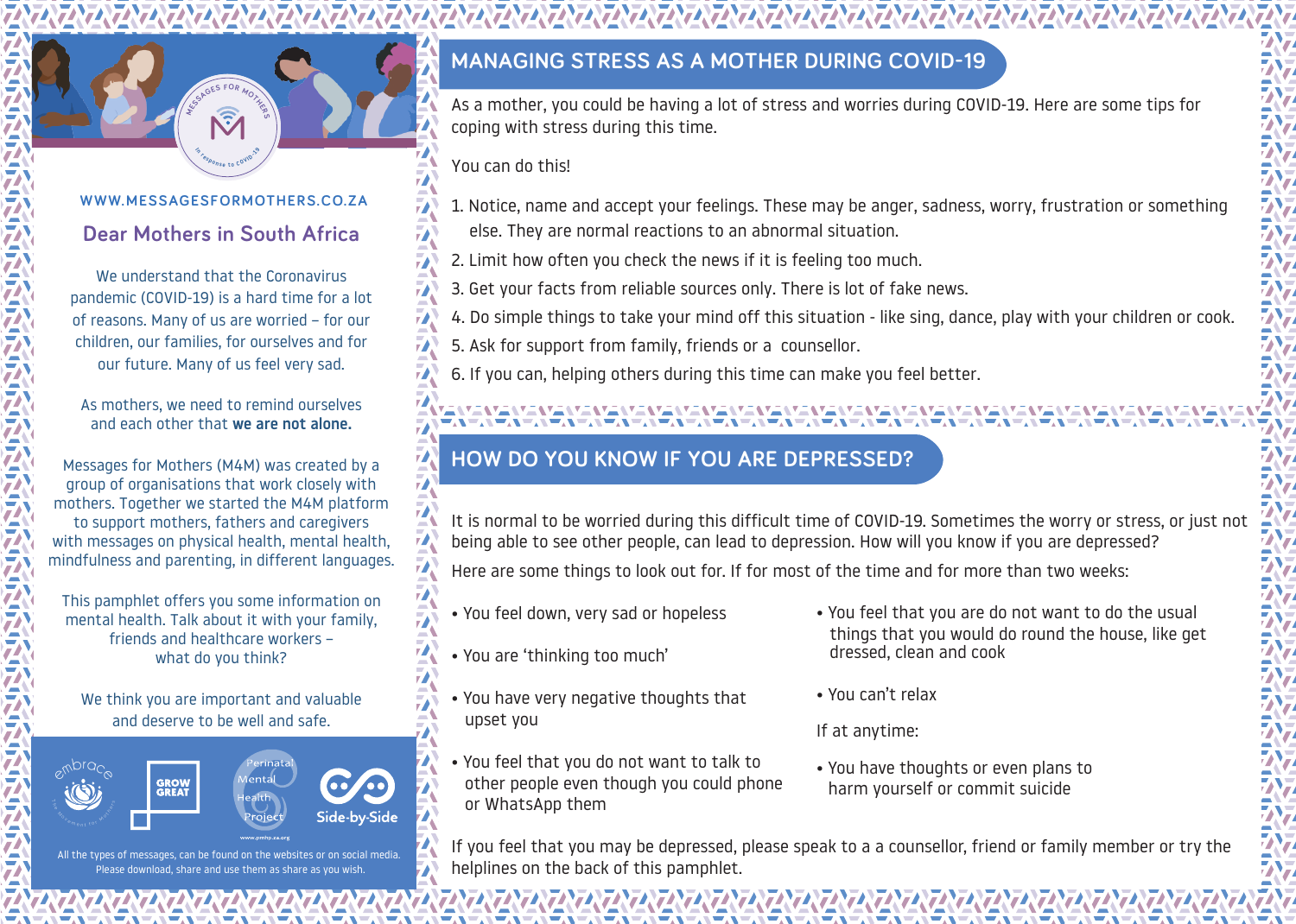WWW.MESSAGESFORMOTHERS.CO.ZA

## Dear Mothers in South Africa

We understand that the Coronavirus pandemic (COVID-19) is a hard time for a lot of reasons. Many of us are worried – for our children, our families, for ourselves and for our future. Many of us feel very sad.

As mothers, we need to remind ourselves and each other that **we are not alone.**

Messages for Mothers (M4M) was created by a group of organisations that work closely with mothers. Together we started the M4M platform to support mothers, fathers and caregivers with messages on physical health, mental health, mindfulness and parenting, in different languages.

This pamphlet offers you some information on mental health. Talk about it with your family, friends and healthcare workers – what do you think?

We think you are important and valuable and deserve to be well and safe.

embrace · GROW GREAT · Perinatal Mental Health Project (www.pmhp.za.org) · Side-by-Side

All the types of messages, can be found on the websites or on social media. Please download, share and use them as share as you wish.

## MANAGING STRESS AS A MOTHER DURING COVID-19

As a mother, you could be having a lot of stress and worries during COVID-19. Here are some tips for coping with stress during this time.

You can do this!

1. Notice, name and accept your feelings. These may be anger, sadness, worry, frustration or something else. They are normal reactions to an abnormal situation.
2. Limit how often you check the news if it is feeling too much.
3. Get your facts from reliable sources only. There is lot of fake news.
4. Do simple things to take your mind off this situation - like sing, dance, play with your children or cook.
5. Ask for support from family, friends or a counsellor.
6. If you can, helping others during this time can make you feel better.

## HOW DO YOU KNOW IF YOU ARE DEPRESSED?

It is normal to be worried during this difficult time of COVID-19. Sometimes the worry or stress, or just not being able to see other people, can lead to depression. How will you know if you are depressed?

Here are some things to look out for. If for most of the time and for more than two weeks:

- You feel down, very sad or hopeless
- You are 'thinking too much'
- You have very negative thoughts that upset you
- You feel that you do not want to talk to other people even though you could phone or WhatsApp them
- You feel that you are do not want to do the usual things that you would do round the house, like get dressed, clean and cook
- You can't relax

If at anytime:

- You have thoughts or even plans to harm yourself or commit suicide

If you feel that you may be depressed, please speak to a a counsellor, friend or family member or try the helplines on the back of this pamphlet.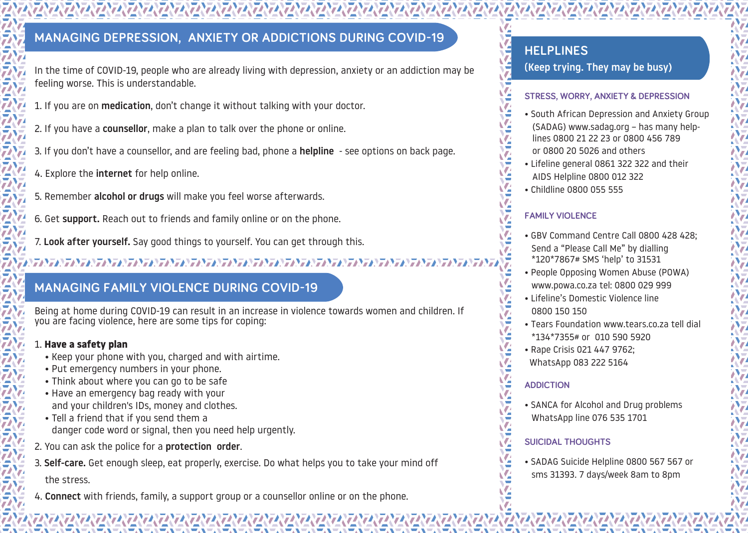## MANAGING DEPRESSION, ANXIETY OR ADDICTIONS DURING COVID-19

In the time of COVID-19, people who are already living with depression, anxiety or an addiction may be feeling worse. This is understandable.

1. If you are on **medication**, don't change it without talking with your doctor.
2. If you have a **counsellor**, make a plan to talk over the phone or online.
3. If you don't have a counsellor, and are feeling bad, phone a **helpline** - see options on back page.
4. Explore the **internet** for help online.
5. Remember **alcohol or drugs** will make you feel worse afterwards.
6. Get **support.** Reach out to friends and family online or on the phone.
7. **Look after yourself.** Say good things to yourself. You can get through this.

## MANAGING FAMILY VIOLENCE DURING COVID-19

Being at home during COVID-19 can result in an increase in violence towards women and children. If you are facing violence, here are some tips for coping:

1. **Have a safety plan**
   - Keep your phone with you, charged and with airtime.
   - Put emergency numbers in your phone.
   - Think about where you can go to be safe
   - Have an emergency bag ready with your and your children's IDs, money and clothes.
   - Tell a friend that if you send them a danger code word or signal, then you need help urgently.
2. You can ask the police for a **protection order**.
3. **Self-care.** Get enough sleep, eat properly, exercise. Do what helps you to take your mind off the stress.
4. **Connect** with friends, family, a support group or a counsellor online or on the phone.

## HELPLINES
### (Keep trying. They may be busy)

#### STRESS, WORRY, ANXIETY & DEPRESSION

- South African Depression and Anxiety Group (SADAG) www.sadag.org – has many help-lines 0800 21 22 23 or 0800 456 789 or 0800 20 5026 and others
- Lifeline general 0861 322 322 and their AIDS Helpline 0800 012 322
- Childline 0800 055 555

#### FAMILY VIOLENCE

- GBV Command Centre Call 0800 428 428; Send a "Please Call Me" by dialling *120*7867# SMS 'help' to 31531
- People Opposing Women Abuse (POWA) www.powa.co.za tel: 0800 029 999
- Lifeline's Domestic Violence line 0800 150 150
- Tears Foundation www.tears.co.za tell dial *134*7355# or 010 590 5920
- Rape Crisis 021 447 9762; WhatsApp 083 222 5164

#### ADDICTION

- SANCA for Alcohol and Drug problems WhatsApp line 076 535 1701

#### SUICIDAL THOUGHTS

- SADAG Suicide Helpline 0800 567 567 or sms 31393. 7 days/week 8am to 8pm